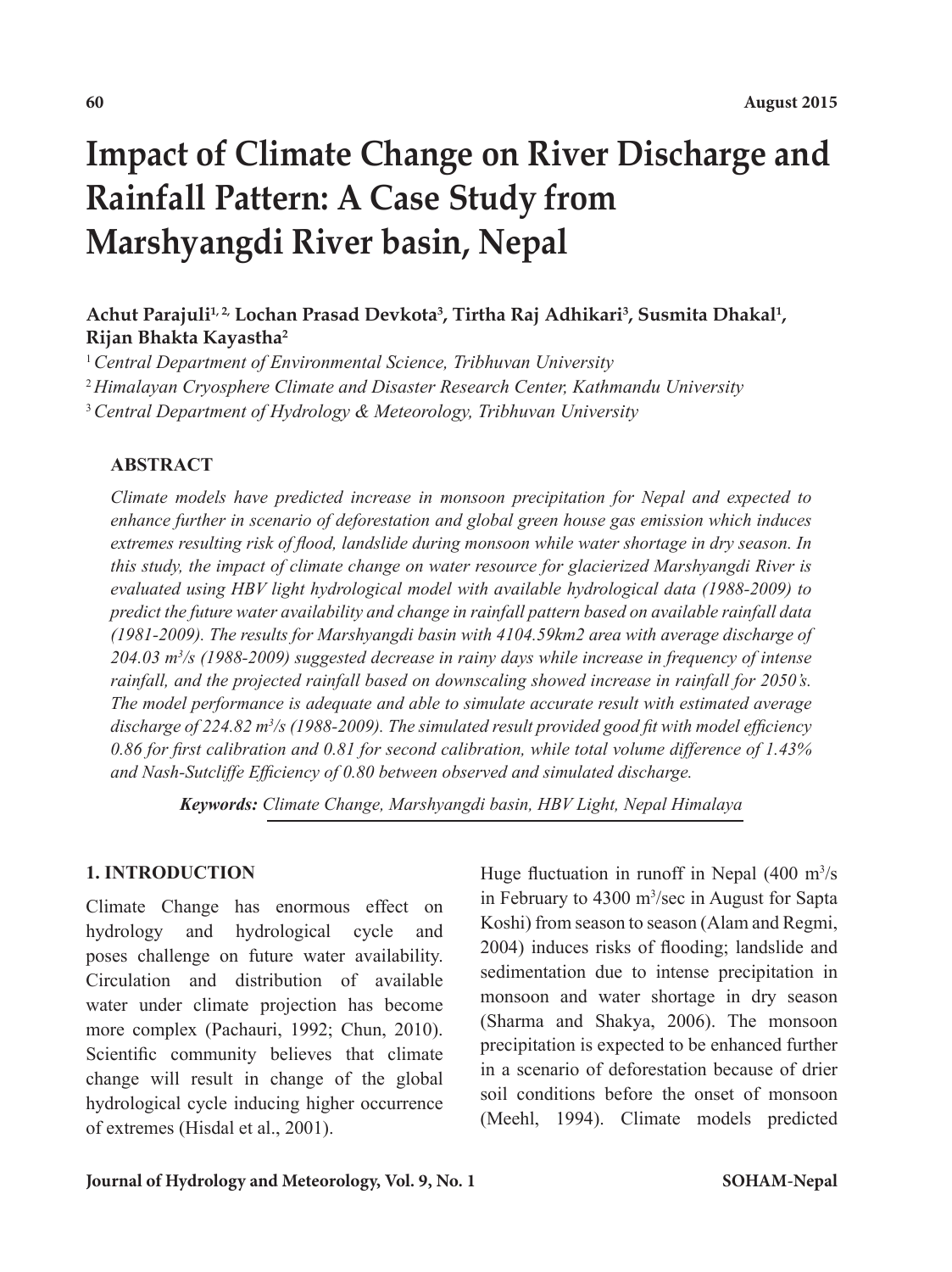# Impact of Climate Change on River Discharge and Rainfall Pattern: A Case Study from Marshyangdi River basin, Nepal

**Achut Parajuli[1, 2], Lochan Prasad Devkota[3], Tirtha Raj Adhikari[3], Susmita Dhakal[1], Rijan Bhakta Kayastha[2]**

[1] *Central Department of Environmental Science, Tribhuvan University*

[2] *Himalayan Cryosphere Climate and Disaster Research Center, Kathmandu University*

[3] *Central Department of Hydrology & Meteorology, Tribhuvan University*

## ABSTRACT

*Climate models have predicted increase in monsoon precipitation for Nepal and expected to enhance further in scenario of deforestation and global green house gas emission which induces extremes resulting risk of flood, landslide during monsoon while water shortage in dry season. In this study, the impact of climate change on water resource for glacierized Marshyangdi River is evaluated using HBV light hydrological model with available hydrological data (1988-2009) to predict the future water availability and change in rainfall pattern based on available rainfall data (1981-2009). The results for Marshyangdi basin with 4104.59km2 area with average discharge of 204.03 $m^3/s$ (1988-2009) suggested decrease in rainy days while increase in frequency of intense rainfall, and the projected rainfall based on downscaling showed increase in rainfall for 2050's. The model performance is adequate and able to simulate accurate result with estimated average discharge of 224.82 $m^3/s$ (1988-2009). The simulated result provided good fit with model efficiency 0.86 for first calibration and 0.81 for second calibration, while total volume difference of 1.43% and Nash-Sutcliffe Efficiency of 0.80 between observed and simulated discharge.*

***Keywords:*** *Climate Change, Marshyangdi basin, HBV Light, Nepal Himalaya*

## 1. INTRODUCTION

Climate Change has enormous effect on hydrology and hydrological cycle and poses challenge on future water availability. Circulation and distribution of available water under climate projection has become more complex (Pachauri, 1992; Chun, 2010). Scientific community believes that climate change will result in change of the global hydrological cycle inducing higher occurrence of extremes (Hisdal et al., 2001).

Huge fluctuation in runoff in Nepal (400 $m^3/s$ in February to 4300 $m^3/sec$ in August for Sapta Koshi) from season to season (Alam and Regmi, 2004) induces risks of flooding; landslide and sedimentation due to intense precipitation in monsoon and water shortage in dry season (Sharma and Shakya, 2006). The monsoon precipitation is expected to be enhanced further in a scenario of deforestation because of drier soil conditions before the onset of monsoon (Meehl, 1994). Climate models predicted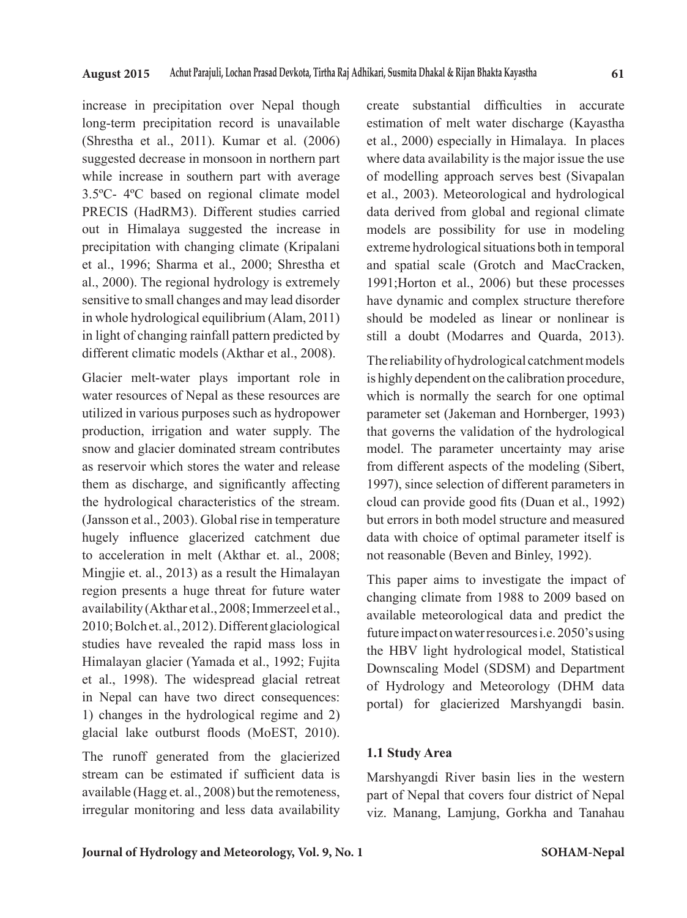increase in precipitation over Nepal though long-term precipitation record is unavailable (Shrestha et al., 2011). Kumar et al. (2006) suggested decrease in monsoon in northern part while increase in southern part with average 3.5ºC- 4ºC based on regional climate model PRECIS (HadRM3). Different studies carried out in Himalaya suggested the increase in precipitation with changing climate (Kripalani et al., 1996; Sharma et al., 2000; Shrestha et al., 2000). The regional hydrology is extremely sensitive to small changes and may lead disorder in whole hydrological equilibrium (Alam, 2011) in light of changing rainfall pattern predicted by different climatic models (Akthar et al., 2008).

Glacier melt-water plays important role in water resources of Nepal as these resources are utilized in various purposes such as hydropower production, irrigation and water supply. The snow and glacier dominated stream contributes as reservoir which stores the water and release them as discharge, and significantly affecting the hydrological characteristics of the stream. (Jansson et al., 2003). Global rise in temperature hugely influence glacerized catchment due to acceleration in melt (Akthar et. al., 2008; Mingjie et. al., 2013) as a result the Himalayan region presents a huge threat for future water availability (Akthar et al., 2008; Immerzeel et al., 2010; Bolch et. al., 2012). Different glaciological studies have revealed the rapid mass loss in Himalayan glacier (Yamada et al., 1992; Fujita et al., 1998). The widespread glacial retreat in Nepal can have two direct consequences: 1) changes in the hydrological regime and 2) glacial lake outburst floods (MoEST, 2010).

The runoff generated from the glacierized stream can be estimated if sufficient data is available (Hagg et. al., 2008) but the remoteness, irregular monitoring and less data availability create substantial difficulties in accurate estimation of melt water discharge (Kayastha et al., 2000) especially in Himalaya. In places where data availability is the major issue the use of modelling approach serves best (Sivapalan et al., 2003). Meteorological and hydrological data derived from global and regional climate models are possibility for use in modeling extreme hydrological situations both in temporal and spatial scale (Grotch and MacCracken, 1991;Horton et al., 2006) but these processes have dynamic and complex structure therefore should be modeled as linear or nonlinear is still a doubt (Modarres and Quarda, 2013).

The reliability of hydrological catchment models is highly dependent on the calibration procedure, which is normally the search for one optimal parameter set (Jakeman and Hornberger, 1993) that governs the validation of the hydrological model. The parameter uncertainty may arise from different aspects of the modeling (Sibert, 1997), since selection of different parameters in cloud can provide good fits (Duan et al., 1992) but errors in both model structure and measured data with choice of optimal parameter itself is not reasonable (Beven and Binley, 1992).

This paper aims to investigate the impact of changing climate from 1988 to 2009 based on available meteorological data and predict the future impact on water resources i.e. 2050's using the HBV light hydrological model, Statistical Downscaling Model (SDSM) and Department of Hydrology and Meteorology (DHM data portal) for glacierized Marshyangdi basin.

### 1.1 Study Area

Marshyangdi River basin lies in the western part of Nepal that covers four district of Nepal viz. Manang, Lamjung, Gorkha and Tanahau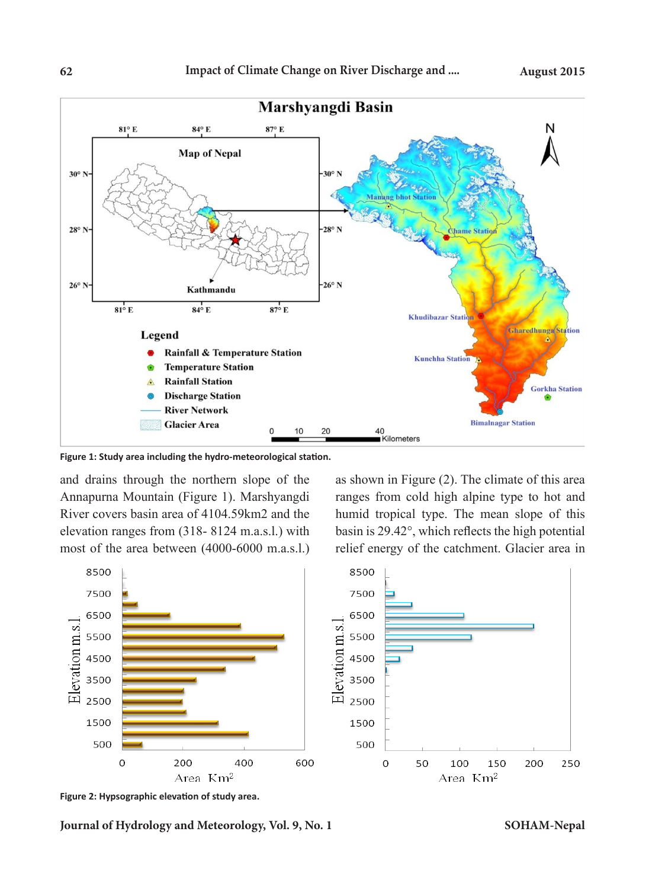**Figure 1: Study area including the hydro-meteorological station.**

and drains through the northern slope of the Annapurna Mountain (Figure 1). Marshyangdi River covers basin area of 4104.59km2 and the elevation ranges from (318- 8124 m.a.s.l.) with most of the area between (4000-6000 m.a.s.l.) as shown in Figure (2). The climate of this area ranges from cold high alpine type to hot and humid tropical type. The mean slope of this basin is 29.42°, which reflects the high potential relief energy of the catchment. Glacier area in

**Figure 2: Hypsographic elevation of study area.**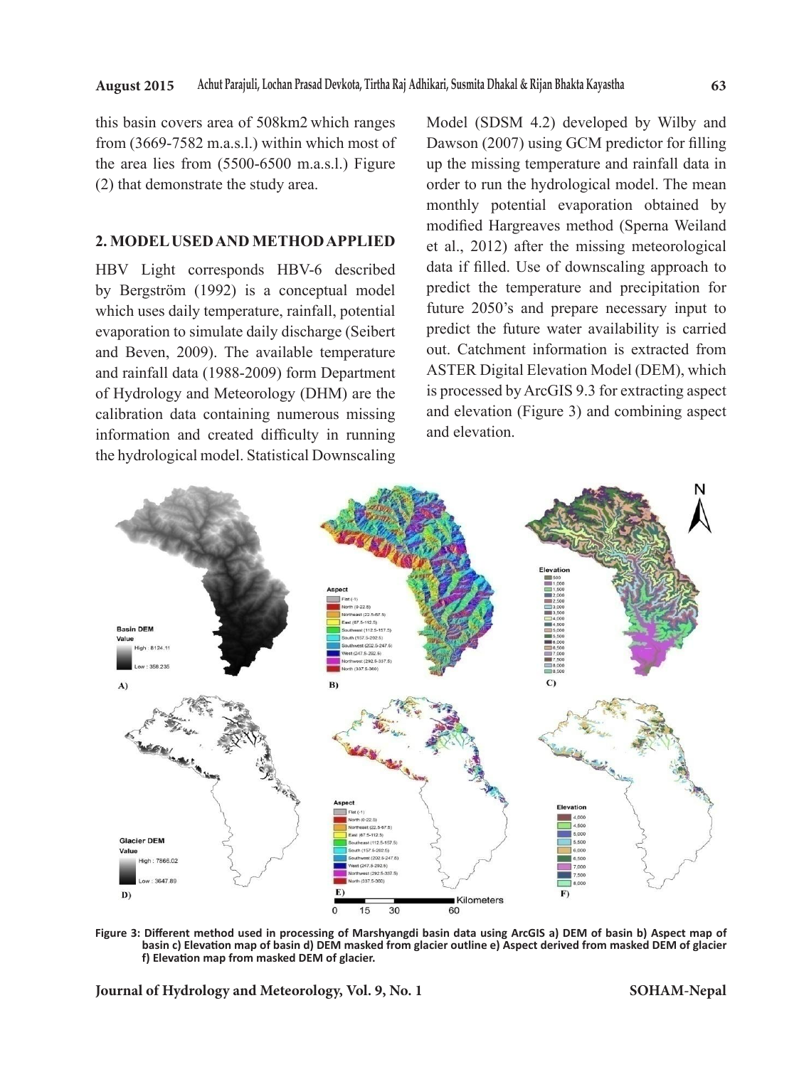this basin covers area of 508km2 which ranges from (3669-7582 m.a.s.l.) within which most of the area lies from (5500-6500 m.a.s.l.) Figure (2) that demonstrate the study area.

## 2. MODEL USED AND METHOD APPLIED

HBV Light corresponds HBV-6 described by Bergström (1992) is a conceptual model which uses daily temperature, rainfall, potential evaporation to simulate daily discharge (Seibert and Beven, 2009). The available temperature and rainfall data (1988-2009) form Department of Hydrology and Meteorology (DHM) are the calibration data containing numerous missing information and created difficulty in running the hydrological model. Statistical Downscaling Model (SDSM 4.2) developed by Wilby and Dawson (2007) using GCM predictor for filling up the missing temperature and rainfall data in order to run the hydrological model. The mean monthly potential evaporation obtained by modified Hargreaves method (Sperna Weiland et al., 2012) after the missing meteorological data if filled. Use of downscaling approach to predict the temperature and precipitation for future 2050's and prepare necessary input to predict the future water availability is carried out. Catchment information is extracted from ASTER Digital Elevation Model (DEM), which is processed by ArcGIS 9.3 for extracting aspect and elevation (Figure 3) and combining aspect and elevation.

**Figure 3: Different method used in processing of Marshyangdi basin data using ArcGIS a) DEM of basin b) Aspect map of basin c) Elevation map of basin d) DEM masked from glacier outline e) Aspect derived from masked DEM of glacier f) Elevation map from masked DEM of glacier.**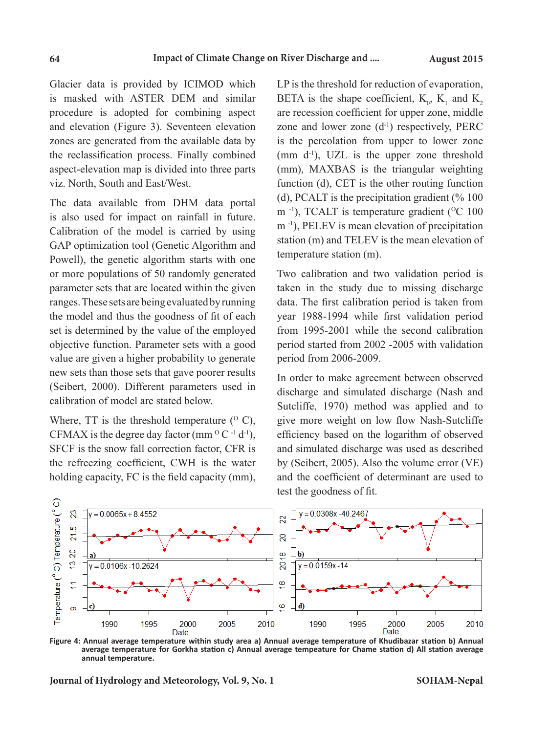Glacier data is provided by ICIMOD which is masked with ASTER DEM and similar procedure is adopted for combining aspect and elevation (Figure 3). Seventeen elevation zones are generated from the available data by the reclassification process. Finally combined aspect-elevation map is divided into three parts viz. North, South and East/West.

The data available from DHM data portal is also used for impact on rainfall in future. Calibration of the model is carried by using GAP optimization tool (Genetic Algorithm and Powell), the genetic algorithm starts with one or more populations of 50 randomly generated parameter sets that are located within the given ranges. These sets are being evaluated by running the model and thus the goodness of fit of each set is determined by the value of the employed objective function. Parameter sets with a good value are given a higher probability to generate new sets than those sets that gave poorer results (Seibert, 2000). Different parameters used in calibration of model are stated below.

Where, TT is the threshold temperature ($^{O}$ C), CFMAX is the degree day factor (mm $^{O}$ C $^{-1}$ d$^{-1}$), SFCF is the snow fall correction factor, CFR is the refreezing coefficient, CWH is the water holding capacity, FC is the field capacity (mm), LP is the threshold for reduction of evaporation, BETA is the shape coefficient, $K_0$, $K_1$ and $K_2$ are recession coefficient for upper zone, middle zone and lower zone (d$^{-1}$) respectively, PERC is the percolation from upper to lower zone (mm d$^{-1}$), UZL is the upper zone threshold (mm), MAXBAS is the triangular weighting function (d), CET is the other routing function (d), PCALT is the precipitation gradient (% 100 m $^{-1}$), TCALT is temperature gradient ($^{O}$C 100 m $^{-1}$), PELEV is mean elevation of precipitation station (m) and TELEV is the mean elevation of temperature station (m).

Two calibration and two validation period is taken in the study due to missing discharge data. The first calibration period is taken from year 1988-1994 while first validation period from 1995-2001 while the second calibration period started from 2002 -2005 with validation period from 2006-2009.

In order to make agreement between observed discharge and simulated discharge (Nash and Sutcliffe, 1970) method was applied and to give more weight on low flow Nash-Sutcliffe efficiency based on the logarithm of observed and simulated discharge was used as described by (Seibert, 2005). Also the volume error (VE) and the coefficient of determinant are used to test the goodness of fit.

**Figure 4: Annual average temperature within study area a) Annual average temperature of Khudibazar station b) Annual average temperature for Gorkha station c) Annual average tempeature for Chame station d) All station average annual temperature.**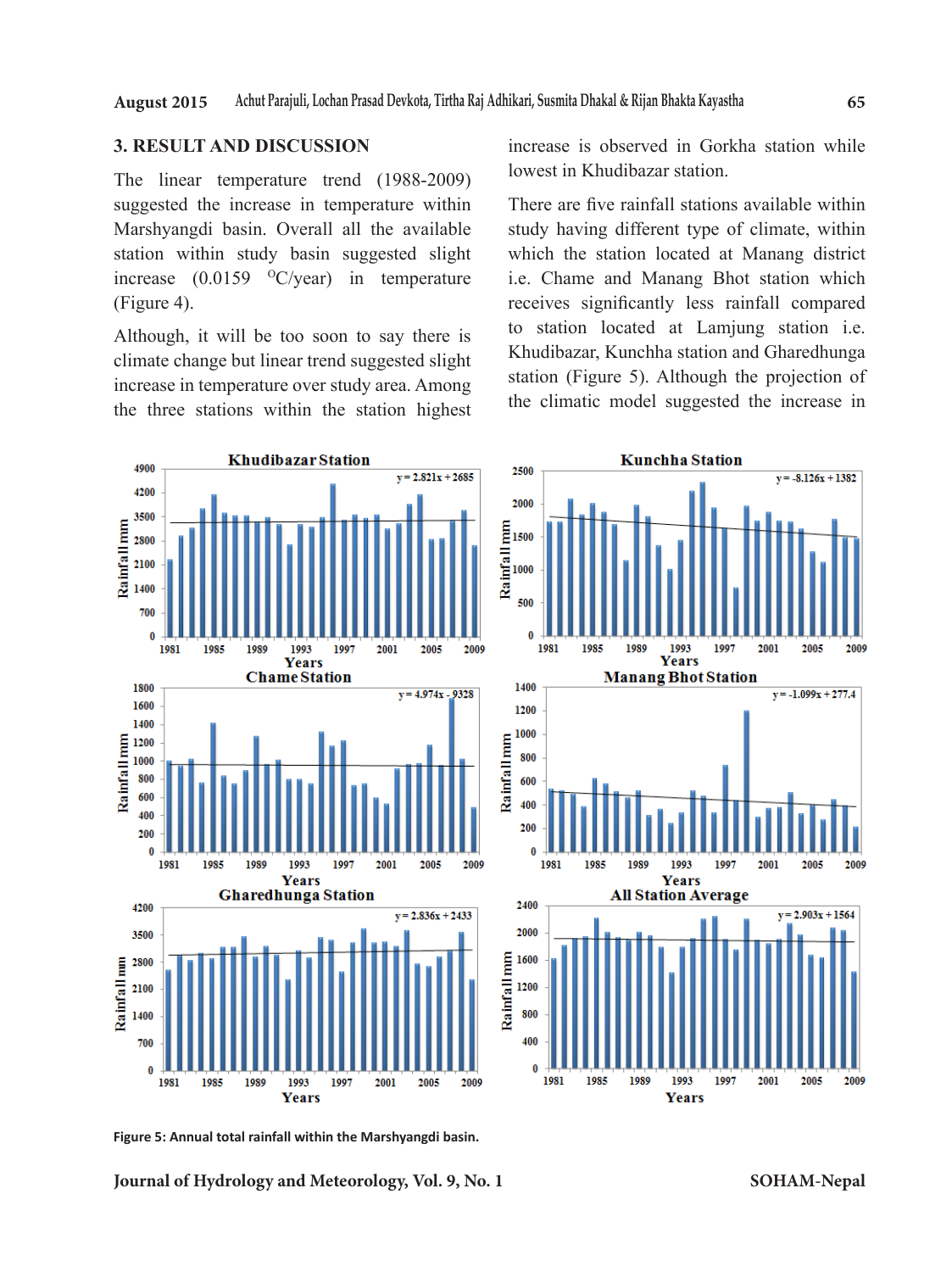## 3. RESULT AND DISCUSSION

The linear temperature trend (1988-2009) suggested the increase in temperature within Marshyangdi basin. Overall all the available station within study basin suggested slight increase (0.0159 $^{O}$C/year) in temperature (Figure 4).

Although, it will be too soon to say there is climate change but linear trend suggested slight increase in temperature over study area. Among the three stations within the station highest increase is observed in Gorkha station while lowest in Khudibazar station.

There are five rainfall stations available within study having different type of climate, within which the station located at Manang district i.e. Chame and Manang Bhot station which receives significantly less rainfall compared to station located at Lamjung station i.e. Khudibazar, Kunchha station and Gharedhunga station (Figure 5). Although the projection of the climatic model suggested the increase in

Figure 5: Annual total rainfall within the Marshyangdi basin.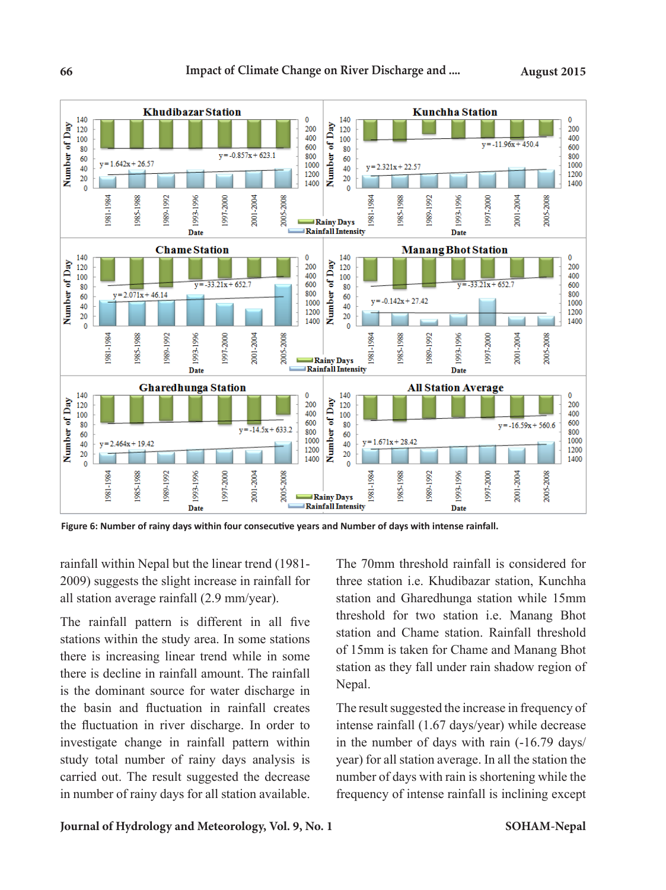Figure 6: Number of rainy days within four consecutive years and Number of days with intense rainfall.

rainfall within Nepal but the linear trend (1981-2009) suggests the slight increase in rainfall for all station average rainfall (2.9 mm/year).

The rainfall pattern is different in all five stations within the study area. In some stations there is increasing linear trend while in some there is decline in rainfall amount. The rainfall is the dominant source for water discharge in the basin and fluctuation in rainfall creates the fluctuation in river discharge. In order to investigate change in rainfall pattern within study total number of rainy days analysis is carried out. The result suggested the decrease in number of rainy days for all station available.

The 70mm threshold rainfall is considered for three station i.e. Khudibazar station, Kunchha station and Gharedhunga station while 15mm threshold for two station i.e. Manang Bhot station and Chame station. Rainfall threshold of 15mm is taken for Chame and Manang Bhot station as they fall under rain shadow region of Nepal.

The result suggested the increase in frequency of intense rainfall (1.67 days/year) while decrease in the number of days with rain (-16.79 days/year) for all station average. In all the station the number of days with rain is shortening while the frequency of intense rainfall is inclining except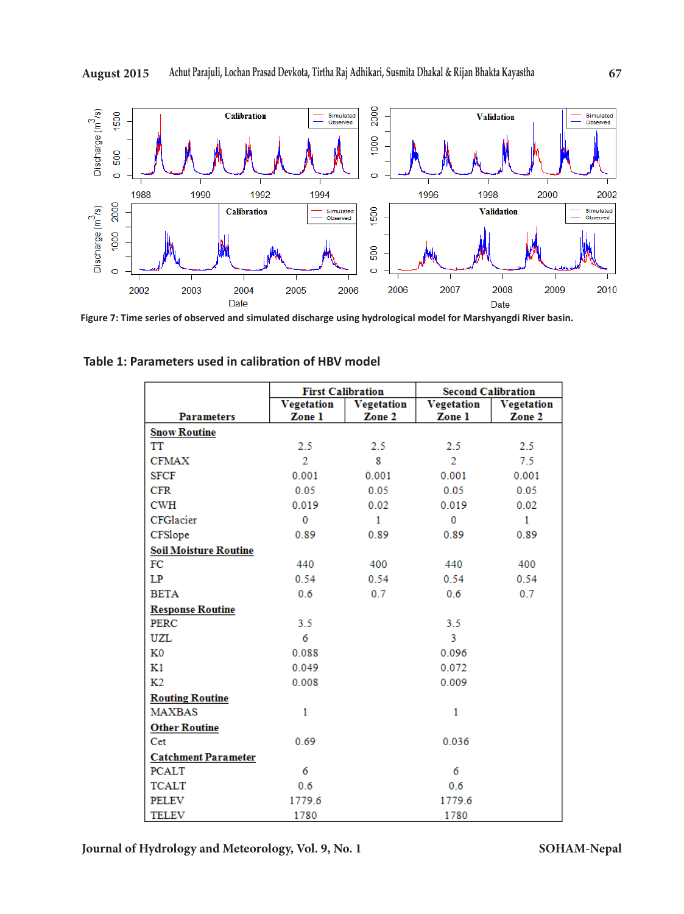Figure 7: Time series of observed and simulated discharge using hydrological model for Marshyangdi River basin.

**Table 1: Parameters used in calibration of HBV model**

| Parameters | First Calibration | | Second Calibration | |
|---|---|---|---|---|
| | Vegetation Zone 1 | Vegetation Zone 2 | Vegetation Zone 1 | Vegetation Zone 2 |
| **Snow Routine** | | | | |
| TT | 2.5 | 2.5 | 2.5 | 2.5 |
| CFMAX | 2 | 8 | 2 | 7.5 |
| SFCF | 0.001 | 0.001 | 0.001 | 0.001 |
| CFR | 0.05 | 0.05 | 0.05 | 0.05 |
| CWH | 0.019 | 0.02 | 0.019 | 0.02 |
| CFGlacier | 0 | 1 | 0 | 1 |
| CFSlope | 0.89 | 0.89 | 0.89 | 0.89 |
| **Soil Moisture Routine** | | | | |
| FC | 440 | 400 | 440 | 400 |
| LP | 0.54 | 0.54 | 0.54 | 0.54 |
| BETA | 0.6 | 0.7 | 0.6 | 0.7 |
| **Response Routine** | | | | |
| PERC | 3.5 | | 3.5 | |
| UZL | 6 | | 3 | |
| K0 | 0.088 | | 0.096 | |
| K1 | 0.049 | | 0.072 | |
| K2 | 0.008 | | 0.009 | |
| **Routing Routine** | | | | |
| MAXBAS | 1 | | 1 | |
| **Other Routine** | | | | |
| Cet | 0.69 | | 0.036 | |
| **Catchment Parameter** | | | | |
| PCALT | 6 | | 6 | |
| TCALT | 0.6 | | 0.6 | |
| PELEV | 1779.6 | | 1779.6 | |
| TELEV | 1780 | | 1780 | |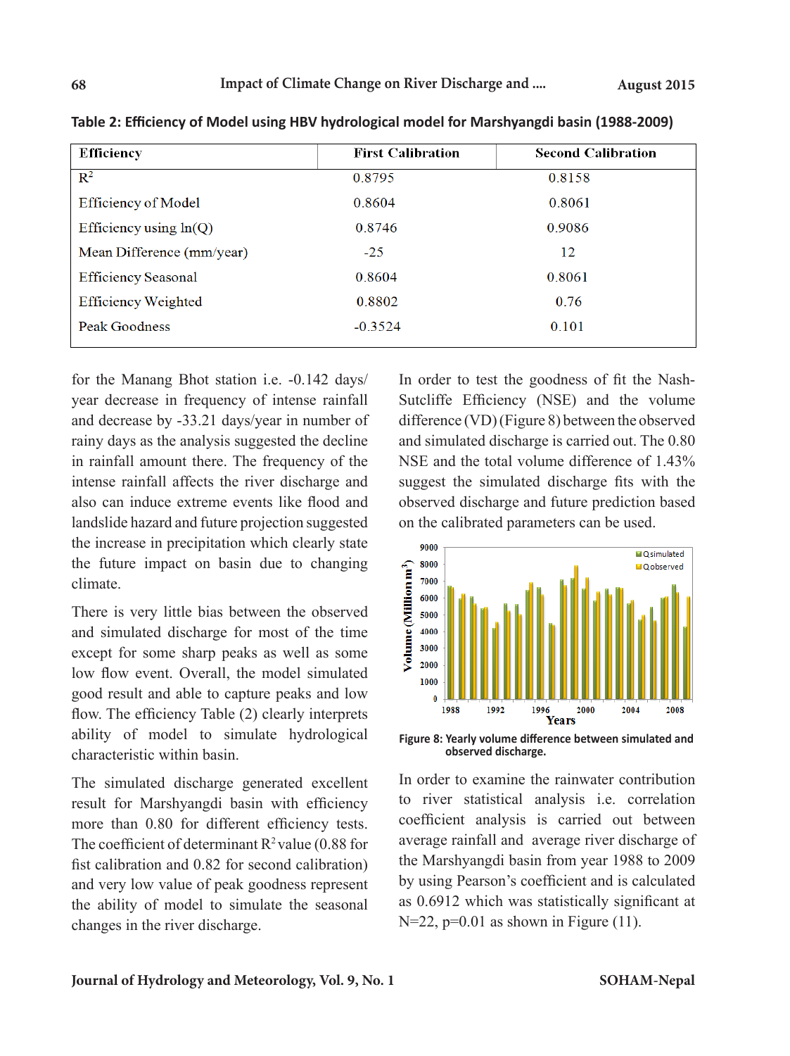**Table 2: Efficiency of Model using HBV hydrological model for Marshyangdi basin (1988-2009)**

| Efficiency | First Calibration | Second Calibration |
|---|---|---|
| $R^2$ | 0.8795 | 0.8158 |
| Efficiency of Model | 0.8604 | 0.8061 |
| Efficiency using ln(Q) | 0.8746 | 0.9086 |
| Mean Difference (mm/year) | -25 | 12 |
| Efficiency Seasonal | 0.8604 | 0.8061 |
| Efficiency Weighted | 0.8802 | 0.76 |
| Peak Goodness | -0.3524 | 0.101 |

for the Manang Bhot station i.e. -0.142 days/year decrease in frequency of intense rainfall and decrease by -33.21 days/year in number of rainy days as the analysis suggested the decline in rainfall amount there. The frequency of the intense rainfall affects the river discharge and also can induce extreme events like flood and landslide hazard and future projection suggested the increase in precipitation which clearly state the future impact on basin due to changing climate.

There is very little bias between the observed and simulated discharge for most of the time except for some sharp peaks as well as some low flow event. Overall, the model simulated good result and able to capture peaks and low flow. The efficiency Table (2) clearly interprets ability of model to simulate hydrological characteristic within basin.

The simulated discharge generated excellent result for Marshyangdi basin with efficiency more than 0.80 for different efficiency tests. The coefficient of determinant $R^2$ value (0.88 for fist calibration and 0.82 for second calibration) and very low value of peak goodness represent the ability of model to simulate the seasonal changes in the river discharge.

In order to test the goodness of fit the Nash-Sutcliffe Efficiency (NSE) and the volume difference (VD) (Figure 8) between the observed and simulated discharge is carried out. The 0.80 NSE and the total volume difference of 1.43% suggest the simulated discharge fits with the observed discharge and future prediction based on the calibrated parameters can be used.

**Figure 8: Yearly volume difference between simulated and observed discharge.**

In order to examine the rainwater contribution to river statistical analysis i.e. correlation coefficient analysis is carried out between average rainfall and average river discharge of the Marshyangdi basin from year 1988 to 2009 by using Pearson's coefficient and is calculated as 0.6912 which was statistically significant at N=22, p=0.01 as shown in Figure (11).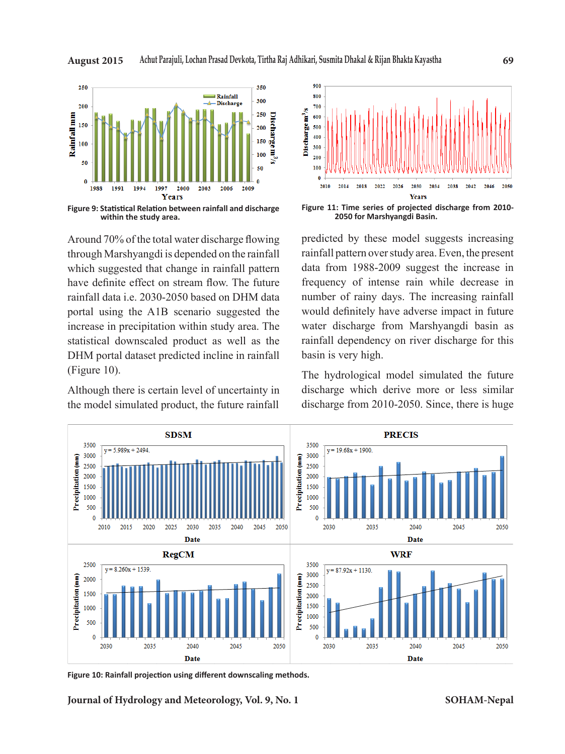Figure 9: Statistical Relation between rainfall and discharge within the study area.

Figure 11: Time series of projected discharge from 2010-2050 for Marshyangdi Basin.

Around 70% of the total water discharge flowing through Marshyangdi is depended on the rainfall which suggested that change in rainfall pattern have definite effect on stream flow. The future rainfall data i.e. 2030-2050 based on DHM data portal using the A1B scenario suggested the increase in precipitation within study area. The statistical downscaled product as well as the DHM portal dataset predicted incline in rainfall (Figure 10).

Although there is certain level of uncertainty in the model simulated product, the future rainfall predicted by these model suggests increasing rainfall pattern over study area. Even, the present data from 1988-2009 suggest the increase in frequency of intense rain while decrease in number of rainy days. The increasing rainfall would definitely have adverse impact in future water discharge from Marshyangdi basin as rainfall dependency on river discharge for this basin is very high.

The hydrological model simulated the future discharge which derive more or less similar discharge from 2010-2050. Since, there is huge

Figure 10: Rainfall projection using different downscaling methods.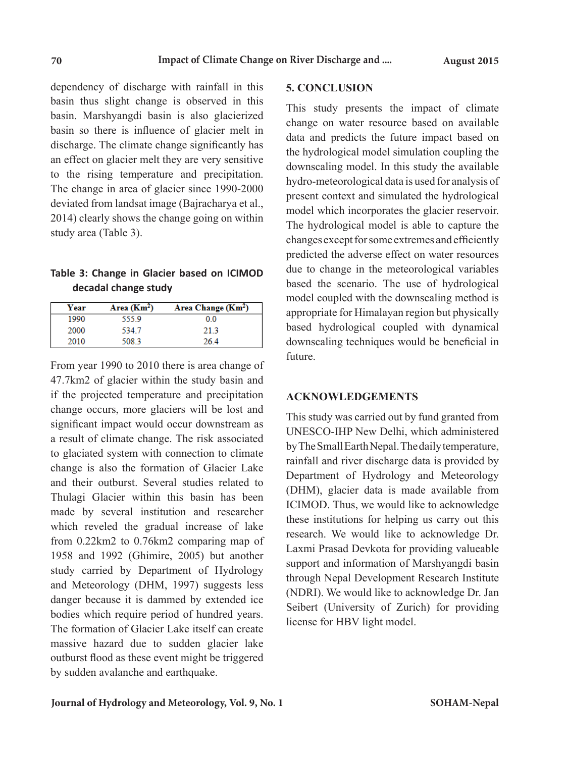dependency of discharge with rainfall in this basin thus slight change is observed in this basin. Marshyangdi basin is also glacierized basin so there is influence of glacier melt in discharge. The climate change significantly has an effect on glacier melt they are very sensitive to the rising temperature and precipitation. The change in area of glacier since 1990-2000 deviated from landsat image (Bajracharya et al., 2014) clearly shows the change going on within study area (Table 3).

**Table 3: Change in Glacier based on ICIMOD decadal change study**

| Year | Area ($Km^2$) | Area Change ($Km^2$) |
|---|---|---|
| 1990 | 555.9 | 0.0 |
| 2000 | 534.7 | 21.3 |
| 2010 | 508.3 | 26.4 |

From year 1990 to 2010 there is area change of 47.7km2 of glacier within the study basin and if the projected temperature and precipitation change occurs, more glaciers will be lost and significant impact would occur downstream as a result of climate change. The risk associated to glaciated system with connection to climate change is also the formation of Glacier Lake and their outburst. Several studies related to Thulagi Glacier within this basin has been made by several institution and researcher which reveled the gradual increase of lake from 0.22km2 to 0.76km2 comparing map of 1958 and 1992 (Ghimire, 2005) but another study carried by Department of Hydrology and Meteorology (DHM, 1997) suggests less danger because it is dammed by extended ice bodies which require period of hundred years. The formation of Glacier Lake itself can create massive hazard due to sudden glacier lake outburst flood as these event might be triggered by sudden avalanche and earthquake.

## 5. CONCLUSION

This study presents the impact of climate change on water resource based on available data and predicts the future impact based on the hydrological model simulation coupling the downscaling model. In this study the available hydro-meteorological data is used for analysis of present context and simulated the hydrological model which incorporates the glacier reservoir. The hydrological model is able to capture the changes except for some extremes and efficiently predicted the adverse effect on water resources due to change in the meteorological variables based the scenario. The use of hydrological model coupled with the downscaling method is appropriate for Himalayan region but physically based hydrological coupled with dynamical downscaling techniques would be beneficial in future.

## ACKNOWLEDGEMENTS

This study was carried out by fund granted from UNESCO-IHP New Delhi, which administered by The Small Earth Nepal. The daily temperature, rainfall and river discharge data is provided by Department of Hydrology and Meteorology (DHM), glacier data is made available from ICIMOD. Thus, we would like to acknowledge these institutions for helping us carry out this research. We would like to acknowledge Dr. Laxmi Prasad Devkota for providing valueable support and information of Marshyangdi basin through Nepal Development Research Institute (NDRI). We would like to acknowledge Dr. Jan Seibert (University of Zurich) for providing license for HBV light model.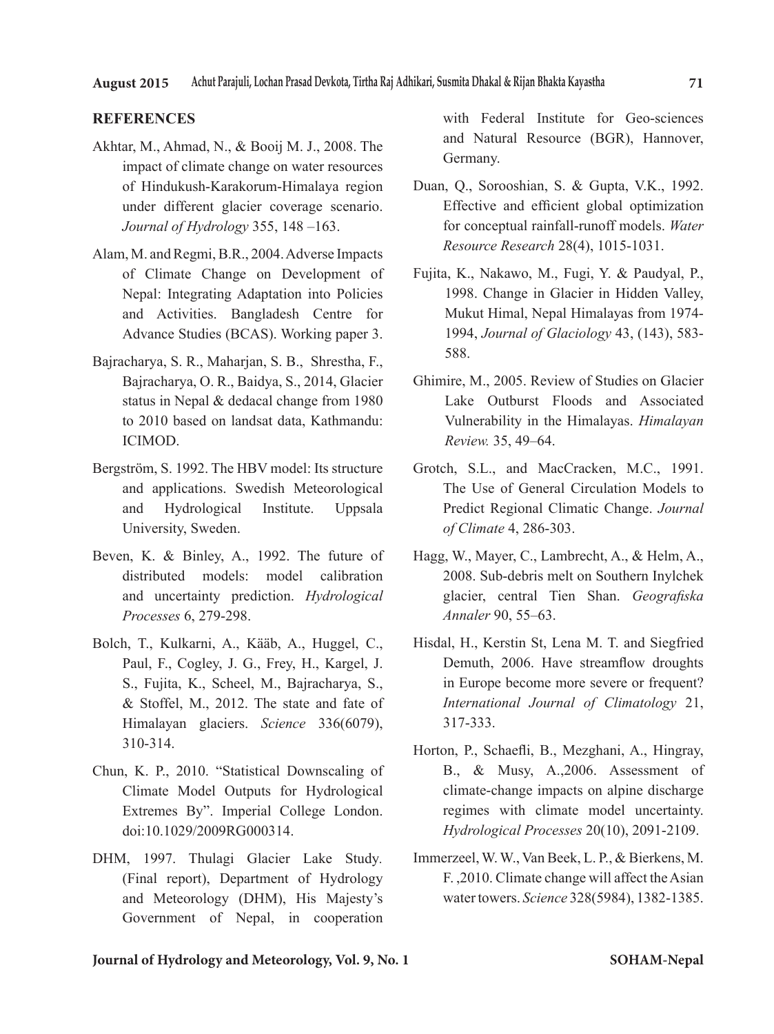## REFERENCES

Akhtar, M., Ahmad, N., & Booij M. J., 2008. The impact of climate change on water resources of Hindukush-Karakorum-Himalaya region under different glacier coverage scenario. *Journal of Hydrology* 355, 148 –163.

Alam, M. and Regmi, B.R., 2004. Adverse Impacts of Climate Change on Development of Nepal: Integrating Adaptation into Policies and Activities. Bangladesh Centre for Advance Studies (BCAS). Working paper 3.

Bajracharya, S. R., Maharjan, S. B., Shrestha, F., Bajracharya, O. R., Baidya, S., 2014, Glacier status in Nepal & dedacal change from 1980 to 2010 based on landsat data, Kathmandu: ICIMOD.

Bergström, S. 1992. The HBV model: Its structure and applications. Swedish Meteorological and Hydrological Institute. Uppsala University, Sweden.

Beven, K. & Binley, A., 1992. The future of distributed models: model calibration and uncertainty prediction. *Hydrological Processes* 6, 279-298.

Bolch, T., Kulkarni, A., Kääb, A., Huggel, C., Paul, F., Cogley, J. G., Frey, H., Kargel, J. S., Fujita, K., Scheel, M., Bajracharya, S., & Stoffel, M., 2012. The state and fate of Himalayan glaciers. *Science* 336(6079), 310-314.

Chun, K. P., 2010. "Statistical Downscaling of Climate Model Outputs for Hydrological Extremes By". Imperial College London. doi:10.1029/2009RG000314.

DHM, 1997. Thulagi Glacier Lake Study. (Final report), Department of Hydrology and Meteorology (DHM), His Majesty's Government of Nepal, in cooperation with Federal Institute for Geo-sciences and Natural Resource (BGR), Hannover, Germany.

Duan, Q., Sorooshian, S. & Gupta, V.K., 1992. Effective and efficient global optimization for conceptual rainfall-runoff models. *Water Resource Research* 28(4), 1015-1031.

Fujita, K., Nakawo, M., Fugi, Y. & Paudyal, P., 1998. Change in Glacier in Hidden Valley, Mukut Himal, Nepal Himalayas from 1974-1994, *Journal of Glaciology* 43, (143), 583-588.

Ghimire, M., 2005. Review of Studies on Glacier Lake Outburst Floods and Associated Vulnerability in the Himalayas. *Himalayan Review.* 35, 49–64.

Grotch, S.L., and MacCracken, M.C., 1991. The Use of General Circulation Models to Predict Regional Climatic Change. *Journal of Climate* 4, 286-303.

Hagg, W., Mayer, C., Lambrecht, A., & Helm, A., 2008. Sub-debris melt on Southern Inylchek glacier, central Tien Shan. *Geografiska Annaler* 90, 55–63.

Hisdal, H., Kerstin St, Lena M. T. and Siegfried Demuth, 2006. Have streamflow droughts in Europe become more severe or frequent? *International Journal of Climatology* 21, 317-333.

Horton, P., Schaefli, B., Mezghani, A., Hingray, B., & Musy, A.,2006. Assessment of climate-change impacts on alpine discharge regimes with climate model uncertainty. *Hydrological Processes* 20(10), 2091-2109.

Immerzeel, W. W., Van Beek, L. P., & Bierkens, M. F. ,2010. Climate change will affect the Asian water towers. *Science* 328(5984), 1382-1385.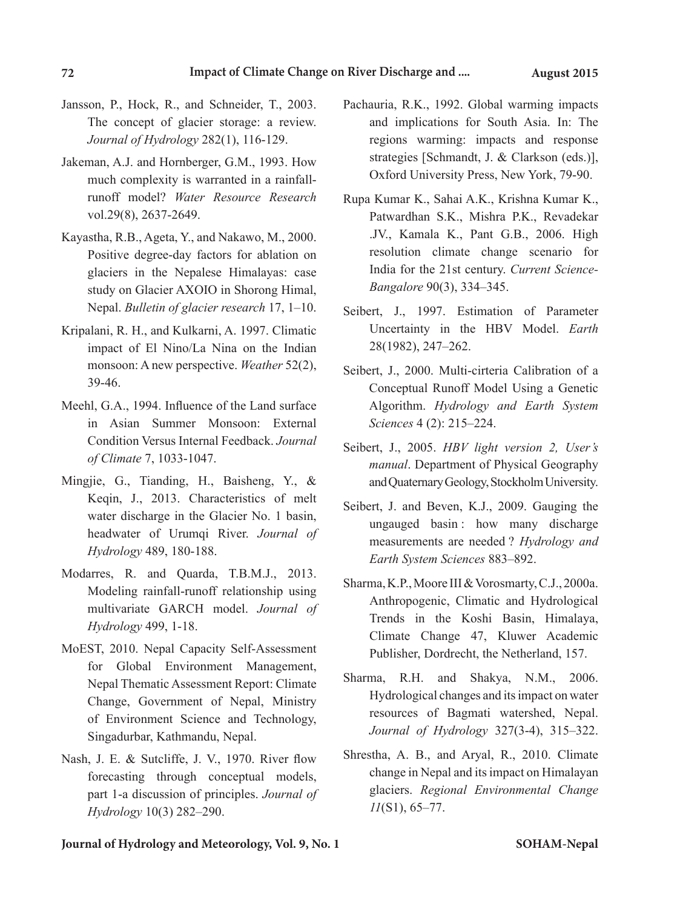Jansson, P., Hock, R., and Schneider, T., 2003. The concept of glacier storage: a review. *Journal of Hydrology* 282(1), 116-129.

Jakeman, A.J. and Hornberger, G.M., 1993. How much complexity is warranted in a rainfall-runoff model? *Water Resource Research* vol.29(8), 2637-2649.

Kayastha, R.B., Ageta, Y., and Nakawo, M., 2000. Positive degree-day factors for ablation on glaciers in the Nepalese Himalayas: case study on Glacier AXOIO in Shorong Himal, Nepal. *Bulletin of glacier research* 17, 1–10.

Kripalani, R. H., and Kulkarni, A. 1997. Climatic impact of El Nino/La Nina on the Indian monsoon: A new perspective. *Weather* 52(2), 39-46.

Meehl, G.A., 1994. Influence of the Land surface in Asian Summer Monsoon: External Condition Versus Internal Feedback. *Journal of Climate* 7, 1033-1047.

Mingjie, G., Tianding, H., Baisheng, Y., & Keqin, J., 2013. Characteristics of melt water discharge in the Glacier No. 1 basin, headwater of Urumqi River. *Journal of Hydrology* 489, 180-188.

Modarres, R. and Quarda, T.B.M.J., 2013. Modeling rainfall-runoff relationship using multivariate GARCH model. *Journal of Hydrology* 499, 1-18.

MoEST, 2010. Nepal Capacity Self-Assessment for Global Environment Management, Nepal Thematic Assessment Report: Climate Change, Government of Nepal, Ministry of Environment Science and Technology, Singadurbar, Kathmandu, Nepal.

Nash, J. E. & Sutcliffe, J. V., 1970. River flow forecasting through conceptual models, part 1-a discussion of principles. *Journal of Hydrology* 10(3) 282–290.

Pachauria, R.K., 1992. Global warming impacts and implications for South Asia. In: The regions warming: impacts and response strategies [Schmandt, J. & Clarkson (eds.)], Oxford University Press, New York, 79-90.

Rupa Kumar K., Sahai A.K., Krishna Kumar K., Patwardhan S.K., Mishra P.K., Revadekar .JV., Kamala K., Pant G.B., 2006. High resolution climate change scenario for India for the 21st century. *Current Science-Bangalore* 90(3), 334–345.

Seibert, J., 1997. Estimation of Parameter Uncertainty in the HBV Model. *Earth* 28(1982), 247–262.

Seibert, J., 2000. Multi-cirteria Calibration of a Conceptual Runoff Model Using a Genetic Algorithm. *Hydrology and Earth System Sciences* 4 (2): 215–224.

Seibert, J., 2005. *HBV light version 2, User's manual*. Department of Physical Geography and Quaternary Geology, Stockholm University.

Seibert, J. and Beven, K.J., 2009. Gauging the ungauged basin : how many discharge measurements are needed ? *Hydrology and Earth System Sciences* 883–892.

Sharma, K.P., Moore III & Vorosmarty, C.J., 2000a. Anthropogenic, Climatic and Hydrological Trends in the Koshi Basin, Himalaya, Climate Change 47, Kluwer Academic Publisher, Dordrecht, the Netherland, 157.

Sharma, R.H. and Shakya, N.M., 2006. Hydrological changes and its impact on water resources of Bagmati watershed, Nepal. *Journal of Hydrology* 327(3-4), 315–322.

Shrestha, A. B., and Aryal, R., 2010. Climate change in Nepal and its impact on Himalayan glaciers. *Regional Environmental Change 11*(S1), 65–77.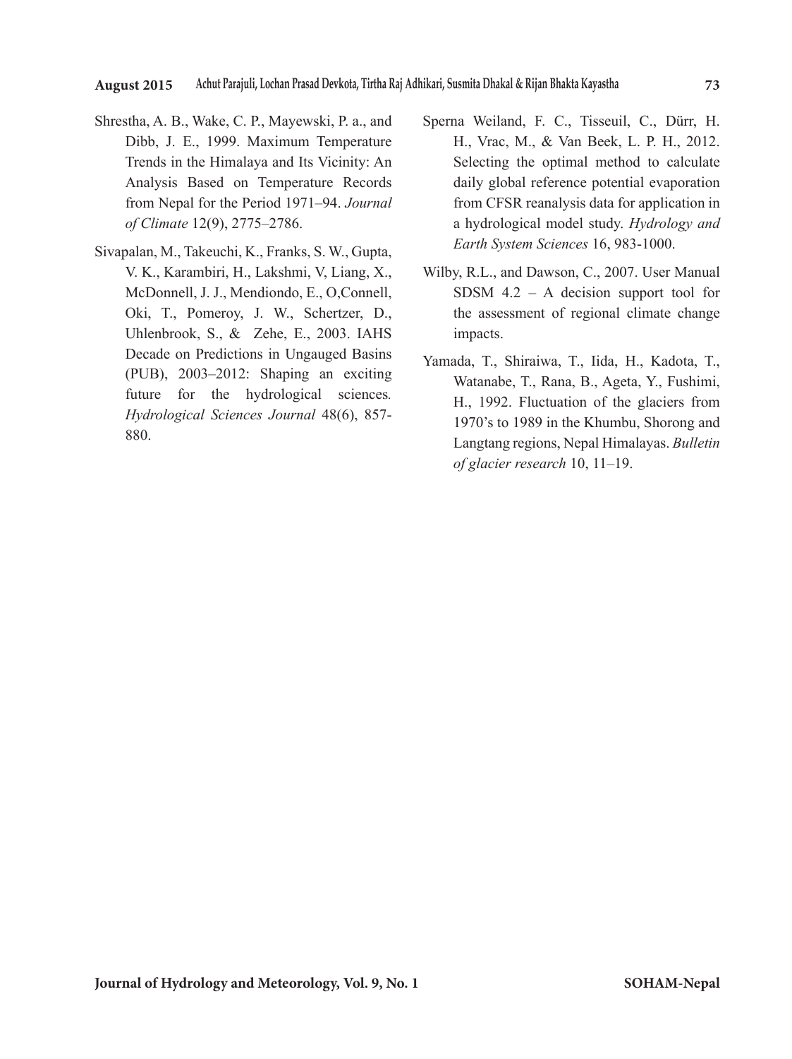Shrestha, A. B., Wake, C. P., Mayewski, P. a., and Dibb, J. E., 1999. Maximum Temperature Trends in the Himalaya and Its Vicinity: An Analysis Based on Temperature Records from Nepal for the Period 1971–94. *Journal of Climate* 12(9), 2775–2786.

Sivapalan, M., Takeuchi, K., Franks, S. W., Gupta, V. K., Karambiri, H., Lakshmi, V, Liang, X., McDonnell, J. J., Mendiondo, E., O,Connell, Oki, T., Pomeroy, J. W., Schertzer, D., Uhlenbrook, S., & Zehe, E., 2003. IAHS Decade on Predictions in Ungauged Basins (PUB), 2003–2012: Shaping an exciting future for the hydrological sciences. *Hydrological Sciences Journal* 48(6), 857-880.

Sperna Weiland, F. C., Tisseuil, C., Dürr, H. H., Vrac, M., & Van Beek, L. P. H., 2012. Selecting the optimal method to calculate daily global reference potential evaporation from CFSR reanalysis data for application in a hydrological model study. *Hydrology and Earth System Sciences* 16, 983-1000.

Wilby, R.L., and Dawson, C., 2007. User Manual SDSM 4.2 – A decision support tool for the assessment of regional climate change impacts.

Yamada, T., Shiraiwa, T., Iida, H., Kadota, T., Watanabe, T., Rana, B., Ageta, Y., Fushimi, H., 1992. Fluctuation of the glaciers from 1970's to 1989 in the Khumbu, Shorong and Langtang regions, Nepal Himalayas. *Bulletin of glacier research* 10, 11–19.